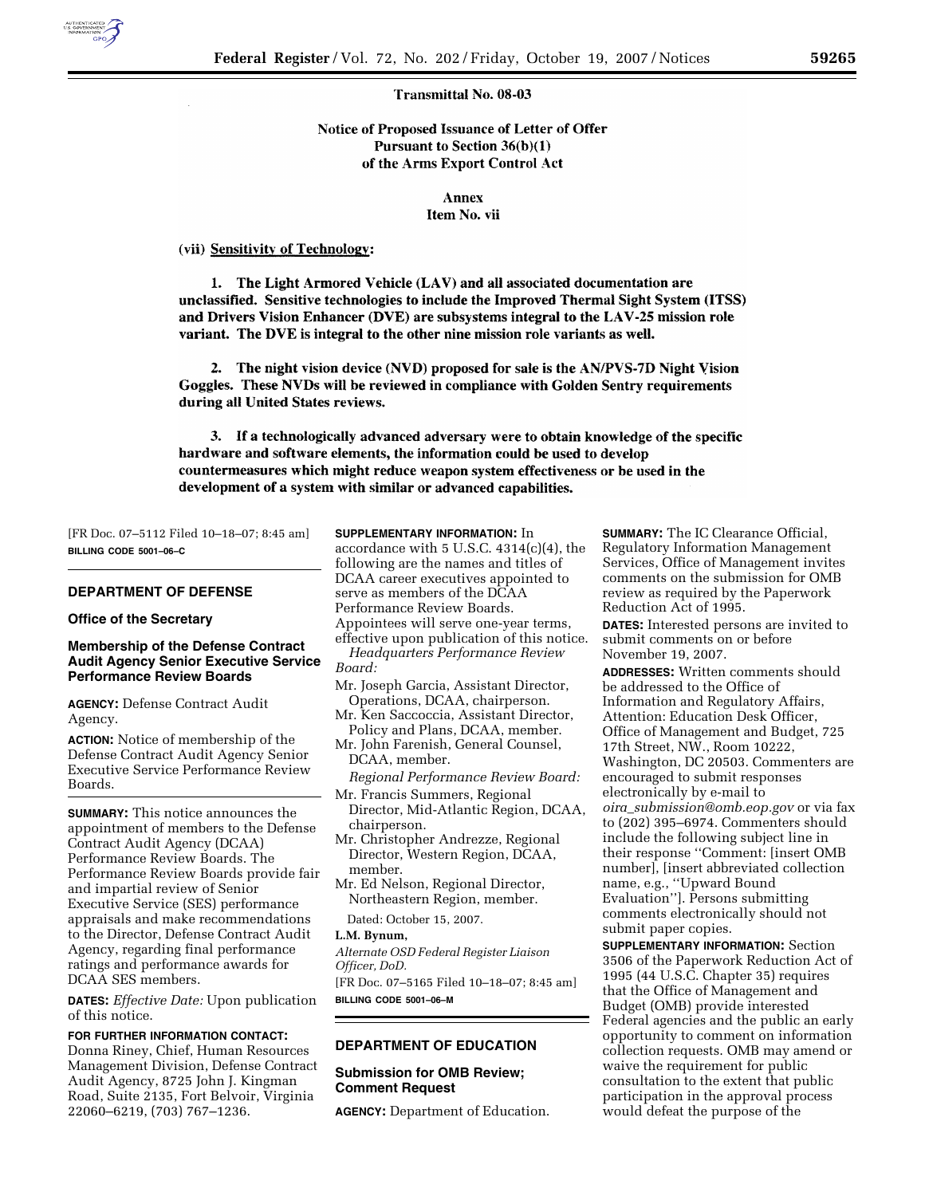**Transmittal No. 08-03**

**Notice of Proposed Issuance of Letter of Offer Pursuant to Section 36(b)(1) of the Arms Export Control Act**

**Annex**
**Item No. vii**

**(vii) Sensitivity of Technology:**

**1. The Light Armored Vehicle (LAV) and all associated documentation are unclassified. Sensitive technologies to include the Improved Thermal Sight System (ITSS) and Drivers Vision Enhancer (DVE) are subsystems integral to the LAV-25 mission role variant. The DVE is integral to the other nine mission role variants as well.**

**2. The night vision device (NVD) proposed for sale is the AN/PVS-7D Night Vision Goggles. These NVDs will be reviewed in compliance with Golden Sentry requirements during all United States reviews.**

**3. If a technologically advanced adversary were to obtain knowledge of the specific hardware and software elements, the information could be used to develop countermeasures which might reduce weapon system effectiveness or be used in the development of a system with similar or advanced capabilities.**

[FR Doc. 07–5112 Filed 10–18–07; 8:45 am]

**BILLING CODE 5001–06–C**

---

## DEPARTMENT OF DEFENSE

### Office of the Secretary

### Membership of the Defense Contract Audit Agency Senior Executive Service Performance Review Boards

**AGENCY:** Defense Contract Audit Agency.

**ACTION:** Notice of membership of the Defense Contract Audit Agency Senior Executive Service Performance Review Boards.

**SUMMARY:** This notice announces the appointment of members to the Defense Contract Audit Agency (DCAA) Performance Review Boards. The Performance Review Boards provide fair and impartial review of Senior Executive Service (SES) performance appraisals and make recommendations to the Director, Defense Contract Audit Agency, regarding final performance ratings and performance awards for DCAA SES members.

**DATES:** *Effective Date:* Upon publication of this notice.

**FOR FURTHER INFORMATION CONTACT:** Donna Riney, Chief, Human Resources Management Division, Defense Contract Audit Agency, 8725 John J. Kingman Road, Suite 2135, Fort Belvoir, Virginia 22060–6219, (703) 767–1236.

**SUPPLEMENTARY INFORMATION:** In accordance with 5 U.S.C. 4314(c)(4), the following are the names and titles of DCAA career executives appointed to serve as members of the DCAA Performance Review Boards. Appointees will serve one-year terms, effective upon publication of this notice.

*Headquarters Performance Review Board:*

Mr. Joseph Garcia, Assistant Director, Operations, DCAA, chairperson.

Mr. Ken Saccoccia, Assistant Director, Policy and Plans, DCAA, member.

Mr. John Farenish, General Counsel, DCAA, member.

*Regional Performance Review Board:*

Mr. Francis Summers, Regional Director, Mid-Atlantic Region, DCAA, chairperson.

Mr. Christopher Andrezze, Regional Director, Western Region, DCAA, member.

Mr. Ed Nelson, Regional Director, Northeastern Region, member.

Dated: October 15, 2007.

**L.M. Bynum,**

*Alternate OSD Federal Register Liaison Officer, DoD.*

[FR Doc. 07–5165 Filed 10–18–07; 8:45 am]

**BILLING CODE 5001–06–M**

---

## DEPARTMENT OF EDUCATION

### Submission for OMB Review; Comment Request

**AGENCY:** Department of Education.

**SUMMARY:** The IC Clearance Official, Regulatory Information Management Services, Office of Management invites comments on the submission for OMB review as required by the Paperwork Reduction Act of 1995.

**DATES:** Interested persons are invited to submit comments on or before November 19, 2007.

**ADDRESSES:** Written comments should be addressed to the Office of Information and Regulatory Affairs, Attention: Education Desk Officer, Office of Management and Budget, 725 17th Street, NW., Room 10222, Washington, DC 20503. Commenters are encouraged to submit responses electronically by e-mail to *oira_submission@omb.eop.gov* or via fax to (202) 395–6974. Commenters should include the following subject line in their response ''Comment: [insert OMB number], [insert abbreviated collection name, e.g., ''Upward Bound Evaluation'']. Persons submitting comments electronically should not submit paper copies.

**SUPPLEMENTARY INFORMATION:** Section 3506 of the Paperwork Reduction Act of 1995 (44 U.S.C. Chapter 35) requires that the Office of Management and Budget (OMB) provide interested Federal agencies and the public an early opportunity to comment on information collection requests. OMB may amend or waive the requirement for public consultation to the extent that public participation in the approval process would defeat the purpose of the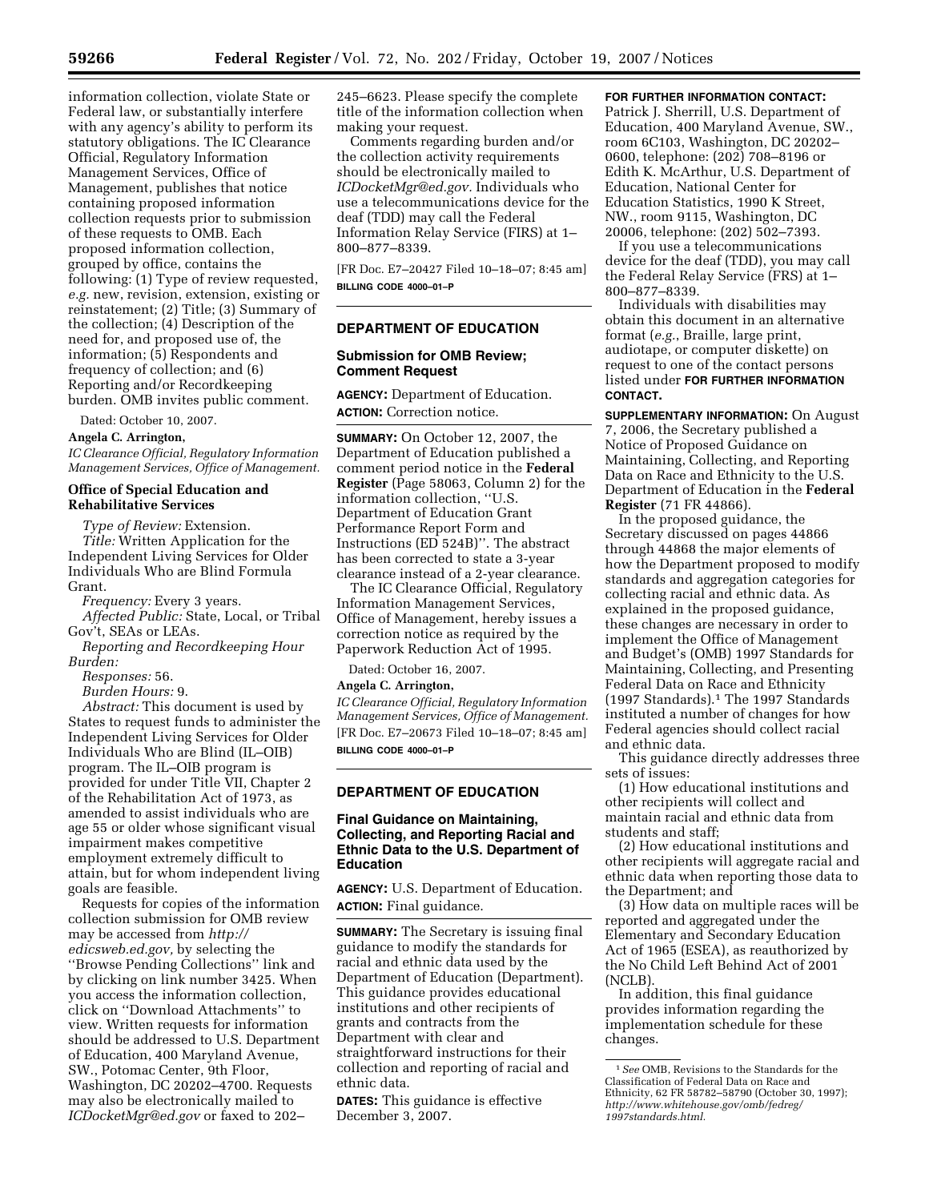information collection, violate State or Federal law, or substantially interfere with any agency's ability to perform its statutory obligations. The IC Clearance Official, Regulatory Information Management Services, Office of Management, publishes that notice containing proposed information collection requests prior to submission of these requests to OMB. Each proposed information collection, grouped by office, contains the following: (1) Type of review requested, *e.g.* new, revision, extension, existing or reinstatement; (2) Title; (3) Summary of the collection; (4) Description of the need for, and proposed use of, the information; (5) Respondents and frequency of collection; and (6) Reporting and/or Recordkeeping burden. OMB invites public comment.

Dated: October 10, 2007.

**Angela C. Arrington,**

*IC Clearance Official, Regulatory Information Management Services, Office of Management.*

### Office of Special Education and Rehabilitative Services

*Type of Review:* Extension.

*Title:* Written Application for the Independent Living Services for Older Individuals Who are Blind Formula Grant.

*Frequency:* Every 3 years.

*Affected Public:* State, Local, or Tribal Gov't, SEAs or LEAs.

*Reporting and Recordkeeping Hour Burden:*

*Responses:* 56.

*Burden Hours:* 9.

*Abstract:* This document is used by States to request funds to administer the Independent Living Services for Older Individuals Who are Blind (IL–OIB) program. The IL–OIB program is provided for under Title VII, Chapter 2 of the Rehabilitation Act of 1973, as amended to assist individuals who are age 55 or older whose significant visual impairment makes competitive employment extremely difficult to attain, but for whom independent living goals are feasible.

Requests for copies of the information collection submission for OMB review may be accessed from *http://edicsweb.ed.gov,* by selecting the "Browse Pending Collections" link and by clicking on link number 3425. When you access the information collection, click on "Download Attachments" to view. Written requests for information should be addressed to U.S. Department of Education, 400 Maryland Avenue, SW., Potomac Center, 9th Floor, Washington, DC 20202–4700. Requests may also be electronically mailed to *ICDocketMgr@ed.gov* or faxed to 202–245–6623. Please specify the complete title of the information collection when making your request.

Comments regarding burden and/or the collection activity requirements should be electronically mailed to *ICDocketMgr@ed.gov.* Individuals who use a telecommunications device for the deaf (TDD) may call the Federal Information Relay Service (FIRS) at 1–800–877–8339.

[FR Doc. E7–20427 Filed 10–18–07; 8:45 am]

**BILLING CODE 4000–01–P**

## DEPARTMENT OF EDUCATION

### Submission for OMB Review; Comment Request

**AGENCY:** Department of Education.

**ACTION:** Correction notice.

**SUMMARY:** On October 12, 2007, the Department of Education published a comment period notice in the **Federal Register** (Page 58063, Column 2) for the information collection, "U.S. Department of Education Grant Performance Report Form and Instructions (ED 524B)". The abstract has been corrected to state a 3-year clearance instead of a 2-year clearance.

The IC Clearance Official, Regulatory Information Management Services, Office of Management, hereby issues a correction notice as required by the Paperwork Reduction Act of 1995.

Dated: October 16, 2007.

**Angela C. Arrington,**

*IC Clearance Official, Regulatory Information Management Services, Office of Management.*

[FR Doc. E7–20673 Filed 10–18–07; 8:45 am]

**BILLING CODE 4000–01–P**

## DEPARTMENT OF EDUCATION

### Final Guidance on Maintaining, Collecting, and Reporting Racial and Ethnic Data to the U.S. Department of Education

**AGENCY:** U.S. Department of Education.

**ACTION:** Final guidance.

**SUMMARY:** The Secretary is issuing final guidance to modify the standards for racial and ethnic data used by the Department of Education (Department). This guidance provides educational institutions and other recipients of grants and contracts from the Department with clear and straightforward instructions for their collection and reporting of racial and ethnic data.

**DATES:** This guidance is effective December 3, 2007.

**FOR FURTHER INFORMATION CONTACT:** Patrick J. Sherrill, U.S. Department of Education, 400 Maryland Avenue, SW., room 6C103, Washington, DC 20202–0600, telephone: (202) 708–8196 or Edith K. McArthur, U.S. Department of Education, National Center for Education Statistics, 1990 K Street, NW., room 9115, Washington, DC 20006, telephone: (202) 502–7393.

If you use a telecommunications device for the deaf (TDD), you may call the Federal Relay Service (FRS) at 1–800–877–8339.

Individuals with disabilities may obtain this document in an alternative format (*e.g.*, Braille, large print, audiotape, or computer diskette) on request to one of the contact persons listed under **FOR FURTHER INFORMATION CONTACT.**

**SUPPLEMENTARY INFORMATION:** On August 7, 2006, the Secretary published a Notice of Proposed Guidance on Maintaining, Collecting, and Reporting Data on Race and Ethnicity to the U.S. Department of Education in the **Federal Register** (71 FR 44866).

In the proposed guidance, the Secretary discussed on pages 44866 through 44868 the major elements of how the Department proposed to modify standards and aggregation categories for collecting racial and ethnic data. As explained in the proposed guidance, these changes are necessary in order to implement the Office of Management and Budget's (OMB) 1997 Standards for Maintaining, Collecting, and Presenting Federal Data on Race and Ethnicity (1997 Standards).[1] The 1997 Standards instituted a number of changes for how Federal agencies should collect racial and ethnic data.

This guidance directly addresses three sets of issues:

(1) How educational institutions and other recipients will collect and maintain racial and ethnic data from students and staff;

(2) How educational institutions and other recipients will aggregate racial and ethnic data when reporting those data to the Department; and

(3) How data on multiple races will be reported and aggregated under the Elementary and Secondary Education Act of 1965 (ESEA), as reauthorized by the No Child Left Behind Act of 2001 (NCLB).

In addition, this final guidance provides information regarding the implementation schedule for these changes.

---

[1] *See* OMB, Revisions to the Standards for the Classification of Federal Data on Race and Ethnicity, 62 FR 58782–58790 (October 30, 1997); *http://www.whitehouse.gov/omb/fedreg/1997standards.html.*